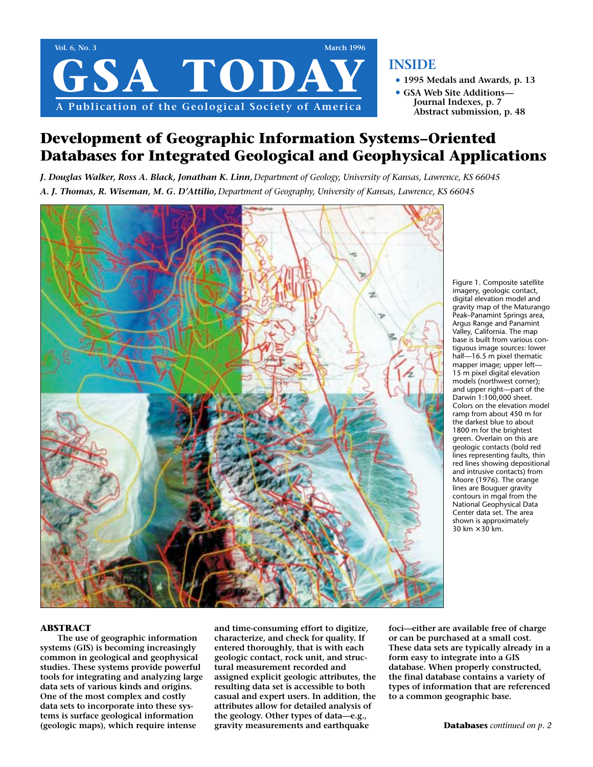# GSA TODAY

A Publication of the Geological Society of America

Vol. 6, No. 3 — March 1996

**INSIDE**

- **1995 Medals and Awards, p. 13**
- **GSA Web Site Additions— Journal Indexes, p. 7 Abstract submission, p. 48**

# Development of Geographic Information Systems–Oriented Databases for Integrated Geological and Geophysical Applications

***J. Douglas Walker, Ross A. Black, Jonathan K. Linn,*** *Department of Geology, University of Kansas, Lawrence, KS 66045*

***A. J. Thomas, R. Wiseman, M. G. D'Attilio,*** *Department of Geography, University of Kansas, Lawrence, KS 66045*

Figure 1. Composite satellite imagery, geologic contact, digital elevation model and gravity map of the Maturango Peak–Panamint Springs area, Argus Range and Panamint Valley, California. The map base is built from various contiguous image sources: lower half—16.5 m pixel thematic mapper image; upper left—15 m pixel digital elevation models (northwest corner); and upper right—part of the Darwin 1:100,000 sheet. Colors on the elevation model ramp from about 450 m for the darkest blue to about 1800 m for the brightest green. Overlain on this are geologic contacts (bold red lines representing faults, thin red lines showing depositional and intrusive contacts) from Moore (1976). The orange lines are Bouguer gravity contours in mgal from the National Geophysical Data Center data set. The area shown is approximately 30 km × 30 km.

## ABSTRACT

**The use of geographic information systems (GIS) is becoming increasingly common in geological and geophysical studies. These systems provide powerful tools for integrating and analyzing large data sets of various kinds and origins. One of the most complex and costly data sets to incorporate into these systems is surface geological information (geologic maps), which require intense and time-consuming effort to digitize, characterize, and check for quality. If entered thoroughly, that is with each geologic contact, rock unit, and structural measurement recorded and assigned explicit geologic attributes, the resulting data set is accessible to both casual and expert users. In addition, the attributes allow for detailed analysis of the geology. Other types of data—e.g., gravity measurements and earthquake foci—either are available free of charge or can be purchased at a small cost. These data sets are typically already in a form easy to integrate into a GIS database. When properly constructed, the final database contains a variety of types of information that are referenced to a common geographic base.**

**Databases** *continued on p. 2*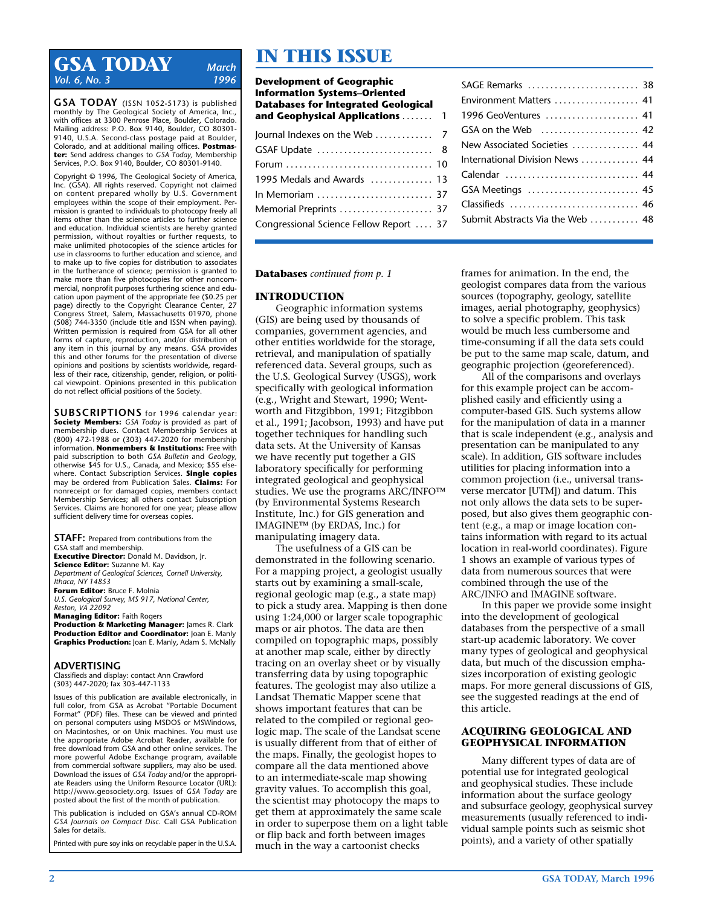# GSA TODAY

*March 1996* *Vol. 6, No. 3*

**GSA TODAY** (ISSN 1052-5173) is published monthly by The Geological Society of America, Inc., with offices at 3300 Penrose Place, Boulder, Colorado. Mailing address: P.O. Box 9140, Boulder, CO 80301-9140, U.S.A. Second-class postage paid at Boulder, Colorado, and at additional mailing offices. **Postmaster:** Send address changes to *GSA Today,* Membership Services, P.O. Box 9140, Boulder, CO 80301-9140.

Copyright © 1996, The Geological Society of America, Inc. (GSA). All rights reserved. Copyright not claimed on content prepared wholly by U.S. Government employees within the scope of their employment. Permission is granted to individuals to photocopy freely all items other than the science articles to further science and education. Individual scientists are hereby granted permission, without royalties or further requests, to make unlimited photocopies of the science articles for use in classrooms to further education and science, and to make up to five copies for distribution to associates in the furtherance of science; permission is granted to make more than five photocopies for other noncommercial, nonprofit purposes furthering science and education upon payment of the appropriate fee ($0.25 per page) directly to the Copyright Clearance Center, 27 Congress Street, Salem, Massachusetts 01970, phone (508) 744-3350 (include title and ISSN when paying). Written permission is required from GSA for all other forms of capture, reproduction, and/or distribution of any item in this journal by any means. GSA provides this and other forums for the presentation of diverse opinions and positions by scientists worldwide, regardless of their race, citizenship, gender, religion, or political viewpoint. Opinions presented in this publication do not reflect official positions of the Society.

**SUBSCRIPTIONS** for 1996 calendar year: **Society Members:** *GSA Today* is provided as part of membership dues. Contact Membership Services at (800) 472-1988 or (303) 447-2020 for membership information. **Nonmembers & Institutions:** Free with paid subscription to both *GSA Bulletin* and *Geology,* otherwise $45 for U.S., Canada, and Mexico; $55 elsewhere. Contact Subscription Services. **Single copies** may be ordered from Publication Sales. **Claims:** For nonreceipt or for damaged copies, members contact Membership Services; all others contact Subscription Services. Claims are honored for one year; please allow sufficient delivery time for overseas copies.

**STAFF:** Prepared from contributions from the GSA staff and membership.
**Executive Director:** Donald M. Davidson, Jr.
**Science Editor:** Suzanne M. Kay
*Department of Geological Sciences, Cornell University, Ithaca, NY 14853*
**Forum Editor:** Bruce F. Molnia
*U.S. Geological Survey, MS 917, National Center, Reston, VA 22092*
**Managing Editor:** Faith Rogers
**Production & Marketing Manager:** James R. Clark
**Production Editor and Coordinator:** Joan E. Manly
**Graphics Production:** Joan E. Manly, Adam S. McNally

**ADVERTISING**
Classifieds and display: contact Ann Crawford (303) 447-2020; fax 303-447-1133

Issues of this publication are available electronically, in full color, from GSA as Acrobat "Portable Document Format" (PDF) files. These can be viewed and printed on personal computers using MSDOS or MSWindows, on Macintoshes, or on Unix machines. You must use the appropriate Adobe Acrobat Reader, available for free download from GSA and other online services. The more powerful Adobe Exchange program, available from commercial software suppliers, may also be used. Download the issues of *GSA Today* and/or the appropriate Readers using the Uniform Resource Locator (URL): http://www.geosociety.org. Issues of *GSA Today* are posted about the first of the month of publication.

This publication is included on GSA's annual CD-ROM *GSA Journals on Compact Disc.* Call GSA Publication Sales for details.

Printed with pure soy inks on recyclable paper in the U.S.A.

# IN THIS ISSUE

| | |
|---|---|
| **Development of Geographic Information Systems–Oriented Databases for Integrated Geological and Geophysical Applications** | 1 |
| Journal Indexes on the Web | 7 |
| GSAF Update | 8 |
| Forum | 10 |
| 1995 Medals and Awards | 13 |
| In Memoriam | 37 |
| Memorial Preprints | 37 |
| Congressional Science Fellow Report | 37 |
| SAGE Remarks | 38 |
| Environment Matters | 41 |
| 1996 GeoVentures | 41 |
| GSA on the Web | 42 |
| New Associated Societies | 44 |
| International Division News | 44 |
| Calendar | 44 |
| GSA Meetings | 45 |
| Classifieds | 46 |
| Submit Abstracts Via the Web | 48 |

**Databases** *continued from p. 1*

## INTRODUCTION

Geographic information systems (GIS) are being used by thousands of companies, government agencies, and other entities worldwide for the storage, retrieval, and manipulation of spatially referenced data. Several groups, such as the U.S. Geological Survey (USGS), work specifically with geological information (e.g., Wright and Stewart, 1990; Wentworth and Fitzgibbon, 1991; Fitzgibbon et al., 1991; Jacobson, 1993) and have put together techniques for handling such data sets. At the University of Kansas we have recently put together a GIS laboratory specifically for performing integrated geological and geophysical studies. We use the programs ARC/INFO™ (by Environmental Systems Research Institute, Inc.) for GIS generation and IMAGINE™ (by ERDAS, Inc.) for manipulating imagery data.

The usefulness of a GIS can be demonstrated in the following scenario. For a mapping project, a geologist usually starts out by examining a small-scale, regional geologic map (e.g., a state map) to pick a study area. Mapping is then done using 1:24,000 or larger scale topographic maps or air photos. The data are then compiled on topographic maps, possibly at another map scale, either by directly tracing on an overlay sheet or by visually transferring data by using topographic features. The geologist may also utilize a Landsat Thematic Mapper scene that shows important features that can be related to the compiled or regional geologic map. The scale of the Landsat scene is usually different from that of either of the maps. Finally, the geologist hopes to compare all the data mentioned above to an intermediate-scale map showing gravity values. To accomplish this goal, the scientist may photocopy the maps to get them at approximately the same scale in order to superpose them on a light table or flip back and forth between images much in the way a cartoonist checks frames for animation. In the end, the geologist compares data from the various sources (topography, geology, satellite images, aerial photography, geophysics) to solve a specific problem. This task would be much less cumbersome and time-consuming if all the data sets could be put to the same map scale, datum, and geographic projection (georeferenced).

All of the comparisons and overlays for this example project can be accomplished easily and efficiently using a computer-based GIS. Such systems allow for the manipulation of data in a manner that is scale independent (e.g., analysis and presentation can be manipulated to any scale). In addition, GIS software includes utilities for placing information into a common projection (i.e., universal transverse mercator [UTM]) and datum. This not only allows the data sets to be superposed, but also gives them geographic content (e.g., a map or image location contains information with regard to its actual location in real-world coordinates). Figure 1 shows an example of various types of data from numerous sources that were combined through the use of the ARC/INFO and IMAGINE software.

In this paper we provide some insight into the development of geological databases from the perspective of a small start-up academic laboratory. We cover many types of geological and geophysical data, but much of the discussion emphasizes incorporation of existing geologic maps. For more general discussions of GIS, see the suggested readings at the end of this article.

## ACQUIRING GEOLOGICAL AND GEOPHYSICAL INFORMATION

Many different types of data are of potential use for integrated geological and geophysical studies. These include information about the surface geology and subsurface geology, geophysical survey measurements (usually referenced to individual sample points such as seismic shot points), and a variety of other spatially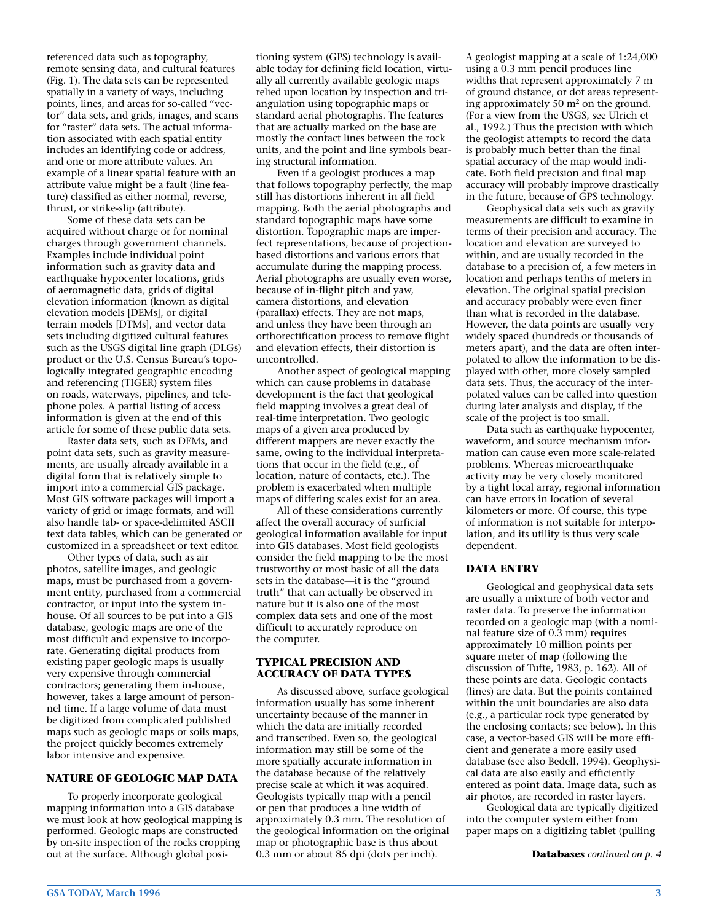referenced data such as topography, remote sensing data, and cultural features (Fig. 1). The data sets can be represented spatially in a variety of ways, including points, lines, and areas for so-called "vector" data sets, and grids, images, and scans for "raster" data sets. The actual information associated with each spatial entity includes an identifying code or address, and one or more attribute values. An example of a linear spatial feature with an attribute value might be a fault (line feature) classified as either normal, reverse, thrust, or strike-slip (attribute).

Some of these data sets can be acquired without charge or for nominal charges through government channels. Examples include individual point information such as gravity data and earthquake hypocenter locations, grids of aeromagnetic data, grids of digital elevation information (known as digital elevation models [DEMs], or digital terrain models [DTMs], and vector data sets including digitized cultural features such as the USGS digital line graph (DLGs) product or the U.S. Census Bureau's topologically integrated geographic encoding and referencing (TIGER) system files on roads, waterways, pipelines, and telephone poles. A partial listing of access information is given at the end of this article for some of these public data sets.

Raster data sets, such as DEMs, and point data sets, such as gravity measurements, are usually already available in a digital form that is relatively simple to import into a commercial GIS package. Most GIS software packages will import a variety of grid or image formats, and will also handle tab- or space-delimited ASCII text data tables, which can be generated or customized in a spreadsheet or text editor.

Other types of data, such as air photos, satellite images, and geologic maps, must be purchased from a government entity, purchased from a commercial contractor, or input into the system in-house. Of all sources to be put into a GIS database, geologic maps are one of the most difficult and expensive to incorporate. Generating digital products from existing paper geologic maps is usually very expensive through commercial contractors; generating them in-house, however, takes a large amount of personnel time. If a large volume of data must be digitized from complicated published maps such as geologic maps or soils maps, the project quickly becomes extremely labor intensive and expensive.

## NATURE OF GEOLOGIC MAP DATA

To properly incorporate geological mapping information into a GIS database we must look at how geological mapping is performed. Geologic maps are constructed by on-site inspection of the rocks cropping out at the surface. Although global positioning system (GPS) technology is available today for defining field location, virtually all currently available geologic maps relied upon location by inspection and triangulation using topographic maps or standard aerial photographs. The features that are actually marked on the base are mostly the contact lines between the rock units, and the point and line symbols bearing structural information.

Even if a geologist produces a map that follows topography perfectly, the map still has distortions inherent in all field mapping. Both the aerial photographs and standard topographic maps have some distortion. Topographic maps are imperfect representations, because of projection-based distortions and various errors that accumulate during the mapping process. Aerial photographs are usually even worse, because of in-flight pitch and yaw, camera distortions, and elevation (parallax) effects. They are not maps, and unless they have been through an orthorectification process to remove flight and elevation effects, their distortion is uncontrolled.

Another aspect of geological mapping which can cause problems in database development is the fact that geological field mapping involves a great deal of real-time interpretation. Two geologic maps of a given area produced by different mappers are never exactly the same, owing to the individual interpretations that occur in the field (e.g., of location, nature of contacts, etc.). The problem is exacerbated when multiple maps of differing scales exist for an area.

All of these considerations currently affect the overall accuracy of surficial geological information available for input into GIS databases. Most field geologists consider the field mapping to be the most trustworthy or most basic of all the data sets in the database—it is the "ground truth" that can actually be observed in nature but it is also one of the most complex data sets and one of the most difficult to accurately reproduce on the computer.

## TYPICAL PRECISION AND ACCURACY OF DATA TYPES

As discussed above, surface geological information usually has some inherent uncertainty because of the manner in which the data are initially recorded and transcribed. Even so, the geological information may still be some of the more spatially accurate information in the database because of the relatively precise scale at which it was acquired. Geologists typically map with a pencil or pen that produces a line width of approximately 0.3 mm. The resolution of the geological information on the original map or photographic base is thus about 0.3 mm or about 85 dpi (dots per inch). A geologist mapping at a scale of 1:24,000 using a 0.3 mm pencil produces line widths that represent approximately 7 m of ground distance, or dot areas representing approximately 50 $m^2$ on the ground. (For a view from the USGS, see Ulrich et al., 1992.) Thus the precision with which the geologist attempts to record the data is probably much better than the final spatial accuracy of the map would indicate. Both field precision and final map accuracy will probably improve drastically in the future, because of GPS technology.

Geophysical data sets such as gravity measurements are difficult to examine in terms of their precision and accuracy. The location and elevation are surveyed to within, and are usually recorded in the database to a precision of, a few meters in location and perhaps tenths of meters in elevation. The original spatial precision and accuracy probably were even finer than what is recorded in the database. However, the data points are usually very widely spaced (hundreds or thousands of meters apart), and the data are often interpolated to allow the information to be displayed with other, more closely sampled data sets. Thus, the accuracy of the interpolated values can be called into question during later analysis and display, if the scale of the project is too small.

Data such as earthquake hypocenter, waveform, and source mechanism information can cause even more scale-related problems. Whereas microearthquake activity may be very closely monitored by a tight local array, regional information can have errors in location of several kilometers or more. Of course, this type of information is not suitable for interpolation, and its utility is thus very scale dependent.

## DATA ENTRY

Geological and geophysical data sets are usually a mixture of both vector and raster data. To preserve the information recorded on a geologic map (with a nominal feature size of 0.3 mm) requires approximately 10 million points per square meter of map (following the discussion of Tufte, 1983, p. 162). All of these points are data. Geologic contacts (lines) are data. But the points contained within the unit boundaries are also data (e.g., a particular rock type generated by the enclosing contacts; see below). In this case, a vector-based GIS will be more efficient and generate a more easily used database (see also Bedell, 1994). Geophysical data are also easily and efficiently entered as point data. Image data, such as air photos, are recorded in raster layers.

Geological data are typically digitized into the computer system either from paper maps on a digitizing tablet (pulling

**Databases** *continued on p. 4*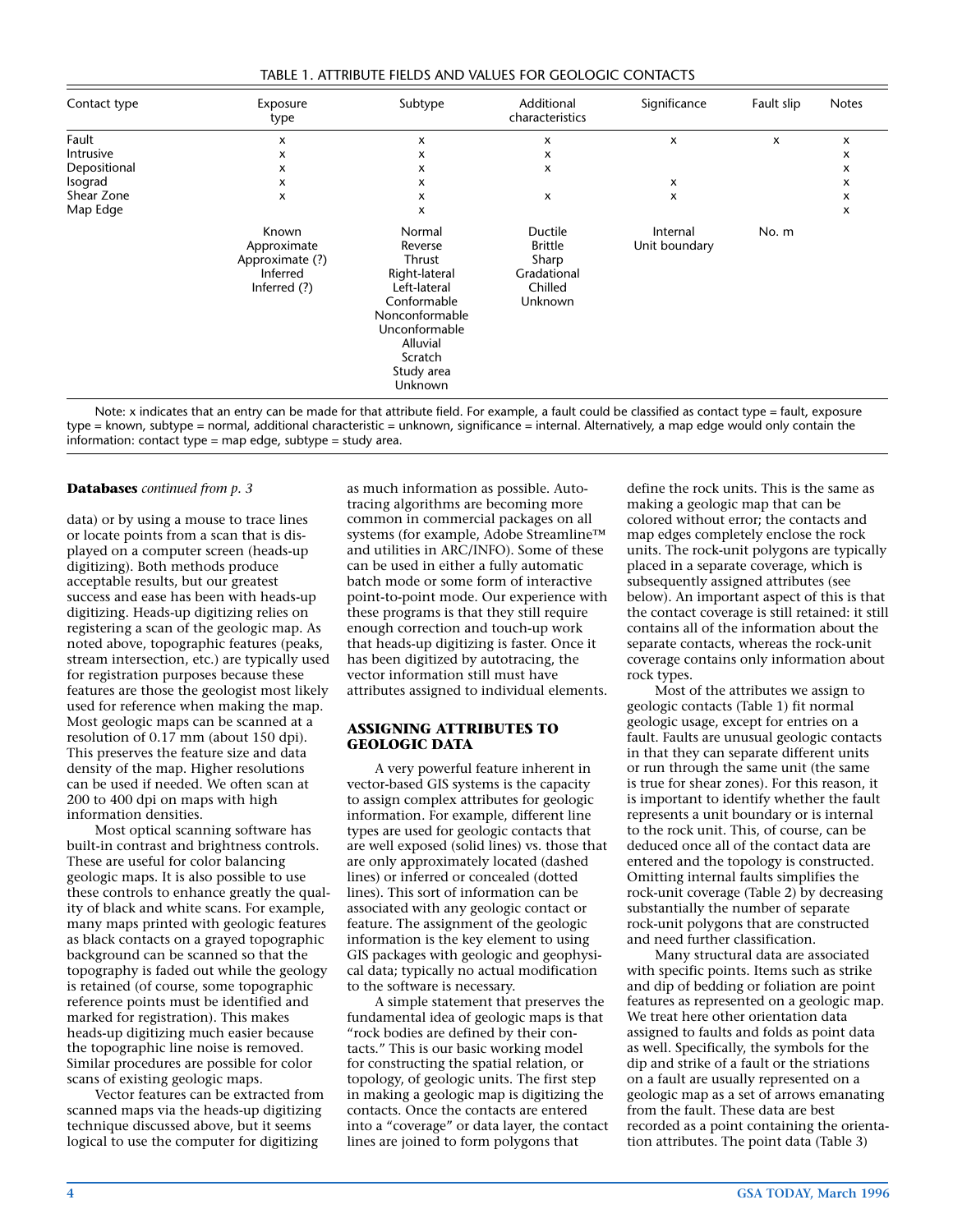TABLE 1. ATTRIBUTE FIELDS AND VALUES FOR GEOLOGIC CONTACTS

| Contact type | Exposure type | Subtype | Additional characteristics | Significance | Fault slip | Notes |
|---|---|---|---|---|---|---|
| Fault | x | x | x | x | x | x |
| Intrusive | x | x | x | | | x |
| Depositional | x | x | x | | | x |
| Isograd | x | x | | x | | x |
| Shear Zone | x | x | x | x | | x |
| Map Edge | | x | | | | x |
| | Known<br>Approximate<br>Approximate (?)<br>Inferred<br>Inferred (?) | Normal<br>Reverse<br>Thrust<br>Right-lateral<br>Left-lateral<br>Conformable<br>Nonconformable<br>Unconformable<br>Alluvial<br>Scratch<br>Study area<br>Unknown | Ductile<br>Brittle<br>Sharp<br>Gradational<br>Chilled<br>Unknown | Internal<br>Unit boundary | No. m | |

Note: x indicates that an entry can be made for that attribute field. For example, a fault could be classified as contact type = fault, exposure type = known, subtype = normal, additional characteristic = unknown, significance = internal. Alternatively, a map edge would only contain the information: contact type = map edge, subtype = study area.

**Databases** *continued from p. 3*

data) or by using a mouse to trace lines or locate points from a scan that is displayed on a computer screen (heads-up digitizing). Both methods produce acceptable results, but our greatest success and ease has been with heads-up digitizing. Heads-up digitizing relies on registering a scan of the geologic map. As noted above, topographic features (peaks, stream intersection, etc.) are typically used for registration purposes because these features are those the geologist most likely used for reference when making the map. Most geologic maps can be scanned at a resolution of 0.17 mm (about 150 dpi). This preserves the feature size and data density of the map. Higher resolutions can be used if needed. We often scan at 200 to 400 dpi on maps with high information densities.

Most optical scanning software has built-in contrast and brightness controls. These are useful for color balancing geologic maps. It is also possible to use these controls to enhance greatly the quality of black and white scans. For example, many maps printed with geologic features as black contacts on a grayed topographic background can be scanned so that the topography is faded out while the geology is retained (of course, some topographic reference points must be identified and marked for registration). This makes heads-up digitizing much easier because the topographic line noise is removed. Similar procedures are possible for color scans of existing geologic maps.

Vector features can be extracted from scanned maps via the heads-up digitizing technique discussed above, but it seems logical to use the computer for digitizing as much information as possible. Autotracing algorithms are becoming more common in commercial packages on all systems (for example, Adobe Streamline™ and utilities in ARC/INFO). Some of these can be used in either a fully automatic batch mode or some form of interactive point-to-point mode. Our experience with these programs is that they still require enough correction and touch-up work that heads-up digitizing is faster. Once it has been digitized by autotracing, the vector information still must have attributes assigned to individual elements.

## ASSIGNING ATTRIBUTES TO GEOLOGIC DATA

A very powerful feature inherent in vector-based GIS systems is the capacity to assign complex attributes for geologic information. For example, different line types are used for geologic contacts that are well exposed (solid lines) vs. those that are only approximately located (dashed lines) or inferred or concealed (dotted lines). This sort of information can be associated with any geologic contact or feature. The assignment of the geologic information is the key element to using GIS packages with geologic and geophysical data; typically no actual modification to the software is necessary.

A simple statement that preserves the fundamental idea of geologic maps is that "rock bodies are defined by their contacts." This is our basic working model for constructing the spatial relation, or topology, of geologic units. The first step in making a geologic map is digitizing the contacts. Once the contacts are entered into a "coverage" or data layer, the contact lines are joined to form polygons that define the rock units. This is the same as making a geologic map that can be colored without error; the contacts and map edges completely enclose the rock units. The rock-unit polygons are typically placed in a separate coverage, which is subsequently assigned attributes (see below). An important aspect of this is that the contact coverage is still retained: it still contains all of the information about the separate contacts, whereas the rock-unit coverage contains only information about rock types.

Most of the attributes we assign to geologic contacts (Table 1) fit normal geologic usage, except for entries on a fault. Faults are unusual geologic contacts in that they can separate different units or run through the same unit (the same is true for shear zones). For this reason, it is important to identify whether the fault represents a unit boundary or is internal to the rock unit. This, of course, can be deduced once all of the contact data are entered and the topology is constructed. Omitting internal faults simplifies the rock-unit coverage (Table 2) by decreasing substantially the number of separate rock-unit polygons that are constructed and need further classification.

Many structural data are associated with specific points. Items such as strike and dip of bedding or foliation are point features as represented on a geologic map. We treat here other orientation data assigned to faults and folds as point data as well. Specifically, the symbols for the dip and strike of a fault or the striations on a fault are usually represented on a geologic map as a set of arrows emanating from the fault. These data are best recorded as a point containing the orientation attributes. The point data (Table 3)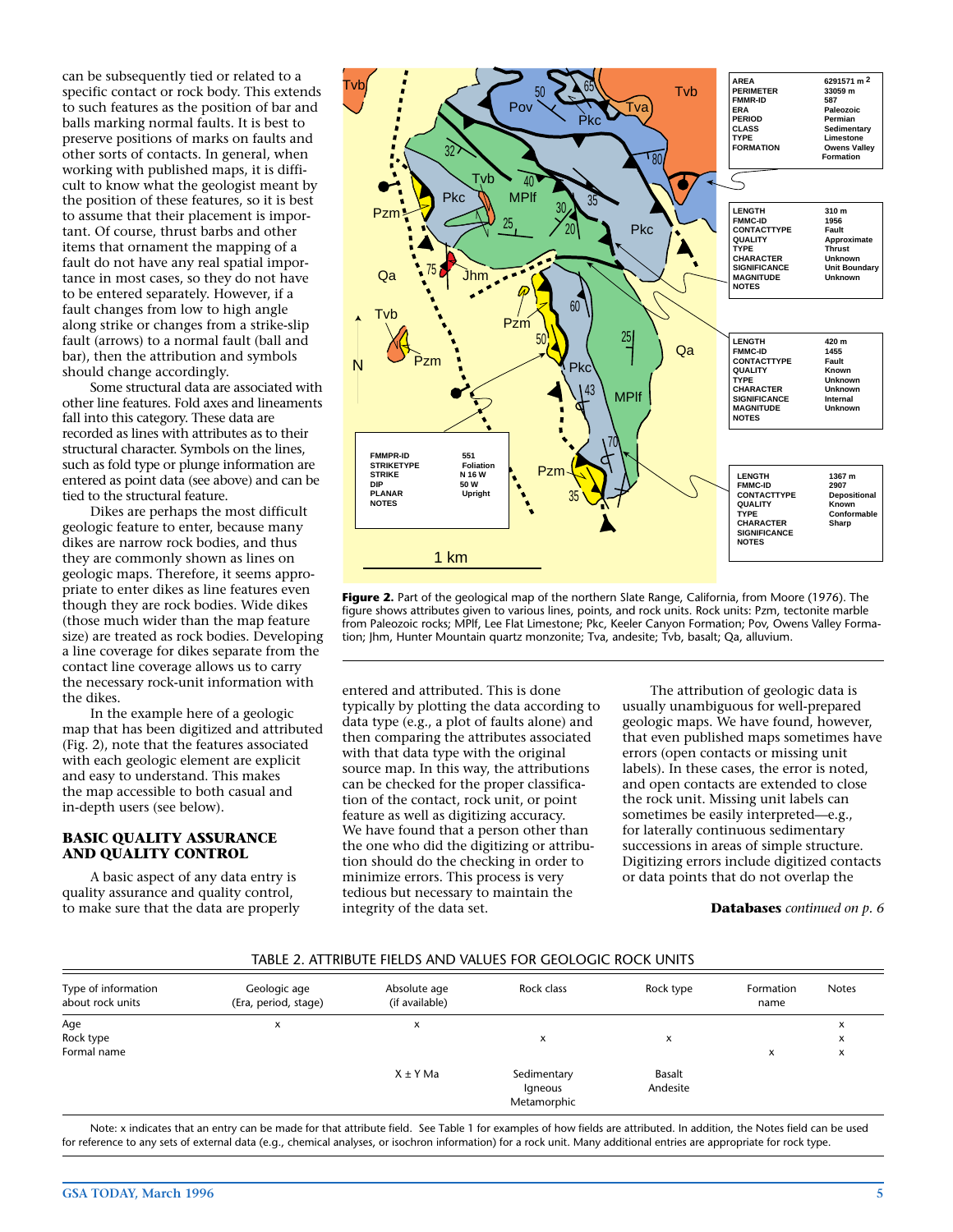can be subsequently tied or related to a specific contact or rock body. This extends to such features as the position of bar and balls marking normal faults. It is best to preserve positions of marks on faults and other sorts of contacts. In general, when working with published maps, it is difficult to know what the geologist meant by the position of these features, so it is best to assume that their placement is important. Of course, thrust barbs and other items that ornament the mapping of a fault do not have any real spatial importance in most cases, so they do not have to be entered separately. However, if a fault changes from low to high angle along strike or changes from a strike-slip fault (arrows) to a normal fault (ball and bar), then the attribution and symbols should change accordingly.

Some structural data are associated with other line features. Fold axes and lineaments fall into this category. These data are recorded as lines with attributes as to their structural character. Symbols on the lines, such as fold type or plunge information are entered as point data (see above) and can be tied to the structural feature.

Dikes are perhaps the most difficult geologic feature to enter, because many dikes are narrow rock bodies, and thus they are commonly shown as lines on geologic maps. Therefore, it seems appropriate to enter dikes as line features even though they are rock bodies. Wide dikes (those much wider than the map feature size) are treated as rock bodies. Developing a line coverage for dikes separate from the contact line coverage allows us to carry the necessary rock-unit information with the dikes.

In the example here of a geologic map that has been digitized and attributed (Fig. 2), note that the features associated with each geologic element are explicit and easy to understand. This makes the map accessible to both casual and in-depth users (see below).

**Figure 2.** Part of the geological map of the northern Slate Range, California, from Moore (1976). The figure shows attributes given to various lines, points, and rock units. Rock units: Pzm, tectonite marble from Paleozoic rocks; MPlf, Lee Flat Limestone; Pkc, Keeler Canyon Formation; Pov, Owens Valley Formation; Jhm, Hunter Mountain quartz monzonite; Tva, andesite; Tvb, basalt; Qa, alluvium.

## BASIC QUALITY ASSURANCE AND QUALITY CONTROL

A basic aspect of any data entry is quality assurance and quality control, to make sure that the data are properly entered and attributed. This is done typically by plotting the data according to data type (e.g., a plot of faults alone) and then comparing the attributes associated with that data type with the original source map. In this way, the attributions can be checked for the proper classification of the contact, rock unit, or point feature as well as digitizing accuracy. We have found that a person other than the one who did the digitizing or attribution should do the checking in order to minimize errors. This process is very tedious but necessary to maintain the integrity of the data set.

The attribution of geologic data is usually unambiguous for well-prepared geologic maps. We have found, however, that even published maps sometimes have errors (open contacts or missing unit labels). In these cases, the error is noted, and open contacts are extended to close the rock unit. Missing unit labels can sometimes be easily interpreted—e.g., for laterally continuous sedimentary successions in areas of simple structure. Digitizing errors include digitized contacts or data points that do not overlap the

**Databases** *continued on p. 6*

TABLE 2. ATTRIBUTE FIELDS AND VALUES FOR GEOLOGIC ROCK UNITS

| Type of information about rock units | Geologic age (Era, period, stage) | Absolute age (if available) | Rock class | Rock type | Formation name | Notes |
|---|---|---|---|---|---|---|
| Age | x | x | | | | x |
| Rock type | | | x | x | | x |
| Formal name | | | | | x | x |
| | | X ± Y Ma | Sedimentary Igneous Metamorphic | Basalt Andesite | | |

Note: x indicates that an entry can be made for that attribute field. See Table 1 for examples of how fields are attributed. In addition, the Notes field can be used for reference to any sets of external data (e.g., chemical analyses, or isochron information) for a rock unit. Many additional entries are appropriate for rock type.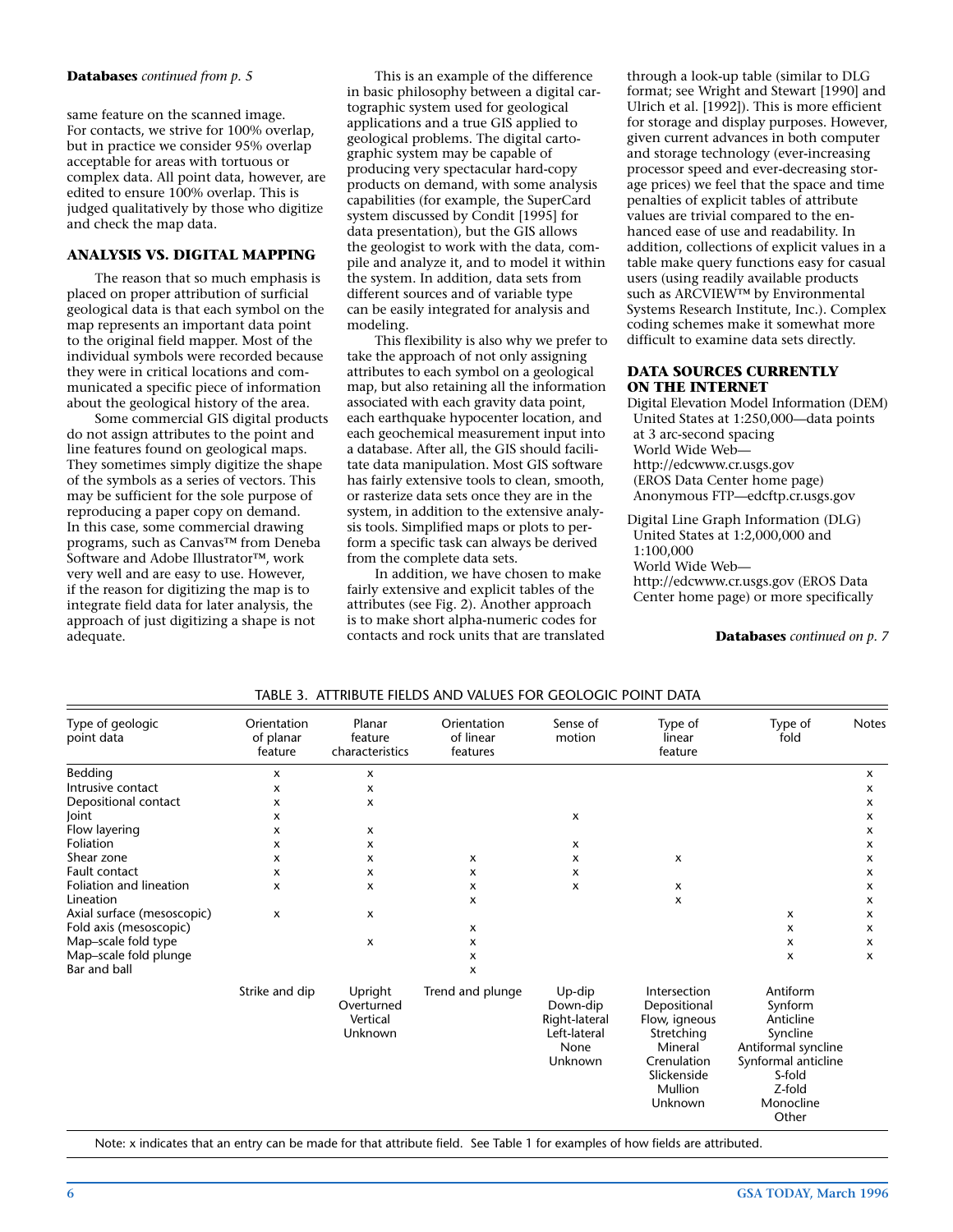**Databases** *continued from p. 5*

same feature on the scanned image. For contacts, we strive for 100% overlap, but in practice we consider 95% overlap acceptable for areas with tortuous or complex data. All point data, however, are edited to ensure 100% overlap. This is judged qualitatively by those who digitize and check the map data.

## ANALYSIS VS. DIGITAL MAPPING

The reason that so much emphasis is placed on proper attribution of surficial geological data is that each symbol on the map represents an important data point to the original field mapper. Most of the individual symbols were recorded because they were in critical locations and communicated a specific piece of information about the geological history of the area.

Some commercial GIS digital products do not assign attributes to the point and line features found on geological maps. They sometimes simply digitize the shape of the symbols as a series of vectors. This may be sufficient for the sole purpose of reproducing a paper copy on demand. In this case, some commercial drawing programs, such as Canvas™ from Deneba Software and Adobe Illustrator™, work very well and are easy to use. However, if the reason for digitizing the map is to integrate field data for later analysis, the approach of just digitizing a shape is not adequate.

This is an example of the difference in basic philosophy between a digital cartographic system used for geological applications and a true GIS applied to geological problems. The digital cartographic system may be capable of producing very spectacular hard-copy products on demand, with some analysis capabilities (for example, the SuperCard system discussed by Condit [1995] for data presentation), but the GIS allows the geologist to work with the data, compile and analyze it, and to model it within the system. In addition, data sets from different sources and of variable type can be easily integrated for analysis and modeling.

This flexibility is also why we prefer to take the approach of not only assigning attributes to each symbol on a geological map, but also retaining all the information associated with each gravity data point, each earthquake hypocenter location, and each geochemical measurement input into a database. After all, the GIS should facilitate data manipulation. Most GIS software has fairly extensive tools to clean, smooth, or rasterize data sets once they are in the system, in addition to the extensive analysis tools. Simplified maps or plots to perform a specific task can always be derived from the complete data sets.

In addition, we have chosen to make fairly extensive and explicit tables of the attributes (see Fig. 2). Another approach is to make short alpha-numeric codes for contacts and rock units that are translated through a look-up table (similar to DLG format; see Wright and Stewart [1990] and Ulrich et al. [1992]). This is more efficient for storage and display purposes. However, given current advances in both computer and storage technology (ever-increasing processor speed and ever-decreasing storage prices) we feel that the space and time penalties of explicit tables of attribute values are trivial compared to the enhanced ease of use and readability. In addition, collections of explicit values in a table make query functions easy for casual users (using readily available products such as ARCVIEW™ by Environmental Systems Research Institute, Inc.). Complex coding schemes make it somewhat more difficult to examine data sets directly.

## DATA SOURCES CURRENTLY ON THE INTERNET

Digital Elevation Model Information (DEM)
United States at 1:250,000—data points at 3 arc-second spacing
World Wide Web—
http://edcwww.cr.usgs.gov
(EROS Data Center home page)
Anonymous FTP—edcftp.cr.usgs.gov

Digital Line Graph Information (DLG)
United States at 1:2,000,000 and 1:100,000
World Wide Web—
http://edcwww.cr.usgs.gov (EROS Data Center home page) or more specifically

**Databases** *continued on p. 7*

TABLE 3. ATTRIBUTE FIELDS AND VALUES FOR GEOLOGIC POINT DATA

| Type of geologic point data | Orientation of planar feature | Planar feature characteristics | Orientation of linear features | Sense of motion | Type of linear feature | Type of fold | Notes |
|---|---|---|---|---|---|---|---|
| Bedding | x | x | | | | | x |
| Intrusive contact | x | x | | | | | x |
| Depositional contact | x | x | | | | | x |
| Joint | x | | | x | | | x |
| Flow layering | x | x | | | | | x |
| Foliation | x | x | | x | | | x |
| Shear zone | x | x | x | x | x | | x |
| Fault contact | x | x | x | x | | | x |
| Foliation and lineation | x | x | x | x | x | | x |
| Lineation | | | x | | x | | x |
| Axial surface (mesoscopic) | x | x | | | | x | x |
| Fold axis (mesoscopic) | | | x | | | x | x |
| Map–scale fold type | | x | x | | | x | x |
| Map–scale fold plunge | | | x | | | x | x |
| Bar and ball | | | x | | | | |
| | Strike and dip | Upright<br>Overturned<br>Vertical<br>Unknown | Trend and plunge | Up-dip<br>Down-dip<br>Right-lateral<br>Left-lateral<br>None<br>Unknown | Intersection<br>Depositional<br>Flow, igneous<br>Stretching<br>Mineral<br>Crenulation<br>Slickenside<br>Mullion<br>Unknown | Antiform<br>Synform<br>Anticline<br>Syncline<br>Antiformal syncline<br>Synformal anticline<br>S-fold<br>Z-fold<br>Monocline<br>Other | |

Note: x indicates that an entry can be made for that attribute field. See Table 1 for examples of how fields are attributed.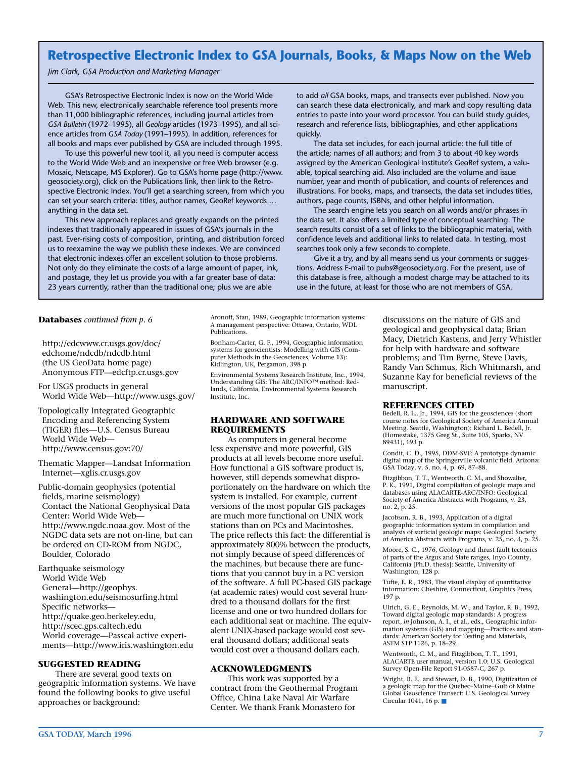## Retrospective Electronic Index to GSA Journals, Books, & Maps Now on the Web

*Jim Clark, GSA Production and Marketing Manager*

GSA's Retrospective Electronic Index is now on the World Wide Web. This new, electronically searchable reference tool presents more than 11,000 bibliographic references, including journal articles from *GSA Bulletin* (1972–1995), all *Geology* articles (1973–1995), and all science articles from *GSA Today* (1991–1995). In addition, references for all books and maps ever published by GSA are included through 1995.

To use this powerful new tool it, all you need is computer access to the World Wide Web and an inexpensive or free Web browser (e.g. Mosaic, Netscape, MS Explorer). Go to GSA's home page (http://www.geosociety.org), click on the Publications link, then link to the Retrospective Electronic Index. You'll get a searching screen, from which you can set your search criteria: titles, author names, GeoRef keywords … anything in the data set.

This new approach replaces and greatly expands on the printed indexes that traditionally appeared in issues of GSA's journals in the past. Ever-rising costs of composition, printing, and distribution forced us to reexamine the way we publish these indexes. We are convinced that electronic indexes offer an excellent solution to those problems. Not only do they eliminate the costs of a large amount of paper, ink, and postage, they let us provide you with a far greater base of data: 23 years currently, rather than the traditional one; plus we are able to add *all* GSA books, maps, and transects ever published. Now you can search these data electronically, and mark and copy resulting data entries to paste into your word processor. You can build study guides, research and reference lists, bibliographies, and other applications quickly.

The data set includes, for each journal article: the full title of the article; names of all authors; and from 3 to about 40 key words assigned by the American Geological Institute's GeoRef system, a valuable, topical searching aid. Also included are the volume and issue number, year and month of publication, and counts of references and illustrations. For books, maps, and transects, the data set includes titles, authors, page counts, ISBNs, and other helpful information.

The search engine lets you search on all words and/or phrases in the data set. It also offers a limited type of conceptual searching. The search results consist of a set of links to the bibliographic material, with confidence levels and additional links to related data. In testing, most searches took only a few seconds to complete.

Give it a try, and by all means send us your comments or suggestions. Address E-mail to pubs@geosociety.org. For the present, use of this database is free, although a modest charge may be attached to its use in the future, at least for those who are not members of GSA.

---

**Databases** *continued from p. 6*

http://edcwww.cr.usgs.gov/doc/edchome/ndcdb/ndcdb.html (the US GeoData home page)
Anonymous FTP—edcftp.cr.usgs.gov

For USGS products in general
World Wide Web—http://www.usgs.gov/

Topologically Integrated Geographic Encoding and Referencing System (TIGER) files—U.S. Census Bureau
World Wide Web—http://www.census.gov:70/

Thematic Mapper—Landsat Information
Internet—xglis.cr.usgs.gov

Public-domain geophysics (potential fields, marine seismology)
Contact the National Geophysical Data Center: World Wide Web—http://www.ngdc.noaa.gov. Most of the NGDC data sets are not on-line, but can be ordered on CD-ROM from NGDC, Boulder, Colorado

Earthquake seismology
World Wide Web
General—http://geophys.washington.edu/seismosurfing.html
Specific networks—http://quake.geo.berkeley.edu, http://scec.gps.caltech.edu
World coverage—Passcal active experiments—http://www.iris.washington.edu

### SUGGESTED READING

There are several good texts on geographic information systems. We have found the following books to give useful approaches or background:

Aronoff, Stan, 1989, Geographic information systems: A management perspective: Ottawa, Ontario, WDL Publications.

Bonham-Carter, G. F., 1994, Geographic information systems for geoscientists: Modelling with GIS (Computer Methods in the Geosciences, Volume 13): Kidlington, UK, Pergamon, 398 p.

Environmental Systems Research Institute, Inc., 1994, Understanding GIS: The ARC/INFO™ method: Redlands, California, Environmental Systems Research Institute, Inc.

### HARDWARE AND SOFTWARE REQUIREMENTS

As computers in general become less expensive and more powerful, GIS products at all levels become more useful. How functional a GIS software product is, however, still depends somewhat disproportionately on the hardware on which the system is installed. For example, current versions of the most popular GIS packages are much more functional on UNIX work stations than on PCs and Macintoshes. The price reflects this fact: the differential is approximately 800% between the products, not simply because of speed differences of the machines, but because there are functions that you cannot buy in a PC version of the software. A full PC-based GIS package (at academic rates) would cost several hundred to a thousand dollars for the first license and one or two hundred dollars for each additional seat or machine. The equivalent UNIX-based package would cost several thousand dollars; additional seats would cost over a thousand dollars each.

### ACKNOWLEDGMENTS

This work was supported by a contract from the Geothermal Program Office, China Lake Naval Air Warfare Center. We thank Frank Monastero for discussions on the nature of GIS and geological and geophysical data; Brian Macy, Dietrich Kastens, and Jerry Whistler for help with hardware and software problems; and Tim Byrne, Steve Davis, Randy Van Schmus, Rich Whitmarsh, and Suzanne Kay for beneficial reviews of the manuscript.

### REFERENCES CITED

Bedell, R. L., Jr., 1994, GIS for the geosciences (short course notes for Geological Society of America Annual Meeting, Seattle, Washington): Richard L. Bedell, Jr. (Homestake, 1375 Greg St., Suite 105, Sparks, NV 89431), 193 p.

Condit, C. D., 1995, DDM-SVF: A prototype dynamic digital map of the Springerville volcanic field, Arizona: GSA Today, v. 5, no. 4, p. 69, 87–88.

Fitzgibbon, T. T., Wentworth, C. M., and Showalter, P. K., 1991, Digital compilation of geologic maps and databases using ALACARTE-ARC/INFO: Geological Society of America Abstracts with Programs, v. 23, no. 2, p. 25.

Jacobson, R. B., 1993, Application of a digital geographic information system in compilation and analysis of surficial geologic maps: Geological Society of America Abstracts with Programs, v. 25, no. 3, p. 25.

Moore, S. C., 1976, Geology and thrust fault tectonics of parts of the Argus and Slate ranges, Inyo County, California [Ph.D. thesis]: Seattle, University of Washington, 128 p.

Tufte, E. R., 1983, The visual display of quantitative information: Cheshire, Connecticut, Graphics Press, 197 p.

Ulrich, G. E., Reynolds, M. W., and Taylor, R. B., 1992, Toward digital geologic map standards: A progress report, *in* Johnson, A. I., et al., eds., Geographic information systems (GIS) and mapping—Practices and standards: American Society for Testing and Materials, ASTM STP 1126, p. 18–29.

Wentworth, C. M., and Fitzgibbon, T. T., 1991, ALACARTE user manual, version 1.0: U.S. Geological Survey Open-File Report 91-0587-C, 267 p.

Wright, B. E., and Stewart, D. B., 1990, Digitization of a geologic map for the Quebec–Maine–Gulf of Maine Global Geoscience Transect: U.S. Geological Survey Circular 1041, 16 p. ■